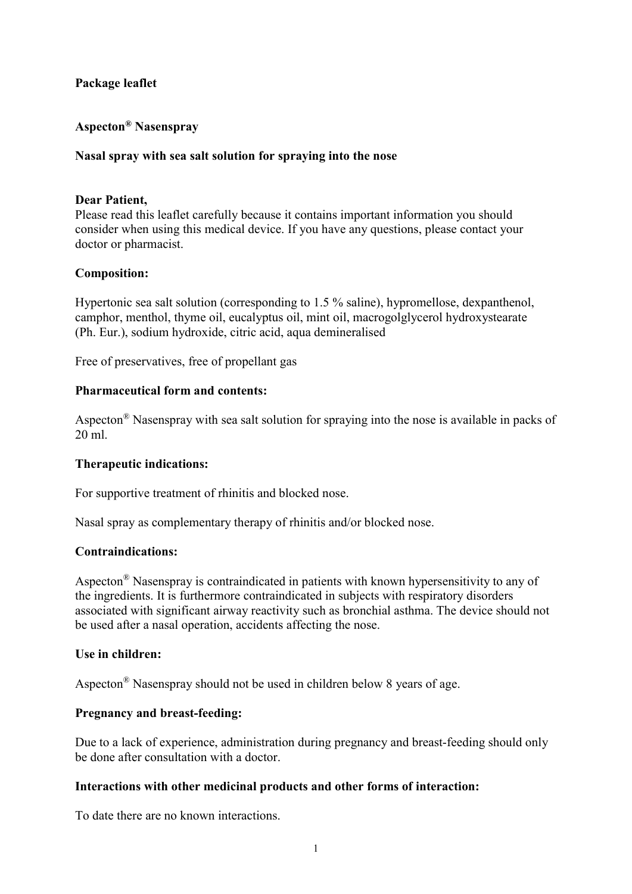**Package leaflet**

**Aspecton® Nasenspray**

**Nasal spray with sea salt solution for spraying into the nose**

**Dear Patient,**
Please read this leaflet carefully because it contains important information you should consider when using this medical device. If you have any questions, please contact your doctor or pharmacist.

**Composition:**

Hypertonic sea salt solution (corresponding to 1.5 % saline), hypromellose, dexpanthenol, camphor, menthol, thyme oil, eucalyptus oil, mint oil, macrogolglycerol hydroxystearate (Ph. Eur.), sodium hydroxide, citric acid, aqua demineralised

Free of preservatives, free of propellant gas

**Pharmaceutical form and contents:**

Aspecton® Nasenspray with sea salt solution for spraying into the nose is available in packs of 20 ml.

**Therapeutic indications:**

For supportive treatment of rhinitis and blocked nose.

Nasal spray as complementary therapy of rhinitis and/or blocked nose.

**Contraindications:**

Aspecton® Nasenspray is contraindicated in patients with known hypersensitivity to any of the ingredients. It is furthermore contraindicated in subjects with respiratory disorders associated with significant airway reactivity such as bronchial asthma. The device should not be used after a nasal operation, accidents affecting the nose.

**Use in children:**

Aspecton® Nasenspray should not be used in children below 8 years of age.

**Pregnancy and breast-feeding:**

Due to a lack of experience, administration during pregnancy and breast-feeding should only be done after consultation with a doctor.

**Interactions with other medicinal products and other forms of interaction:**

To date there are no known interactions.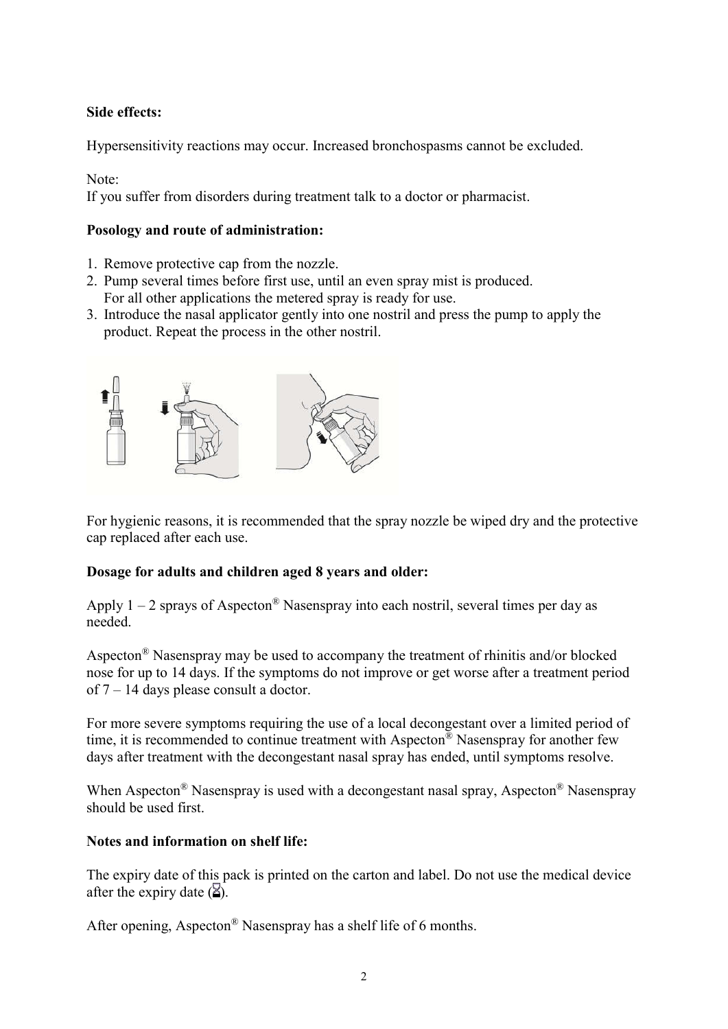**Side effects:**

Hypersensitivity reactions may occur. Increased bronchospasms cannot be excluded.

Note:
If you suffer from disorders during treatment talk to a doctor or pharmacist.

**Posology and route of administration:**

1. Remove protective cap from the nozzle.
2. Pump several times before first use, until an even spray mist is produced.
   For all other applications the metered spray is ready for use.
3. Introduce the nasal applicator gently into one nostril and press the pump to apply the product. Repeat the process in the other nostril.

For hygienic reasons, it is recommended that the spray nozzle be wiped dry and the protective cap replaced after each use.

**Dosage for adults and children aged 8 years and older:**

Apply 1 – 2 sprays of Aspecton® Nasenspray into each nostril, several times per day as needed.

Aspecton® Nasenspray may be used to accompany the treatment of rhinitis and/or blocked nose for up to 14 days. If the symptoms do not improve or get worse after a treatment period of 7 – 14 days please consult a doctor.

For more severe symptoms requiring the use of a local decongestant over a limited period of time, it is recommended to continue treatment with Aspecton® Nasenspray for another few days after treatment with the decongestant nasal spray has ended, until symptoms resolve.

When Aspecton® Nasenspray is used with a decongestant nasal spray, Aspecton® Nasenspray should be used first.

**Notes and information on shelf life:**

The expiry date of this pack is printed on the carton and label. Do not use the medical device after the expiry date (⌛).

After opening, Aspecton® Nasenspray has a shelf life of 6 months.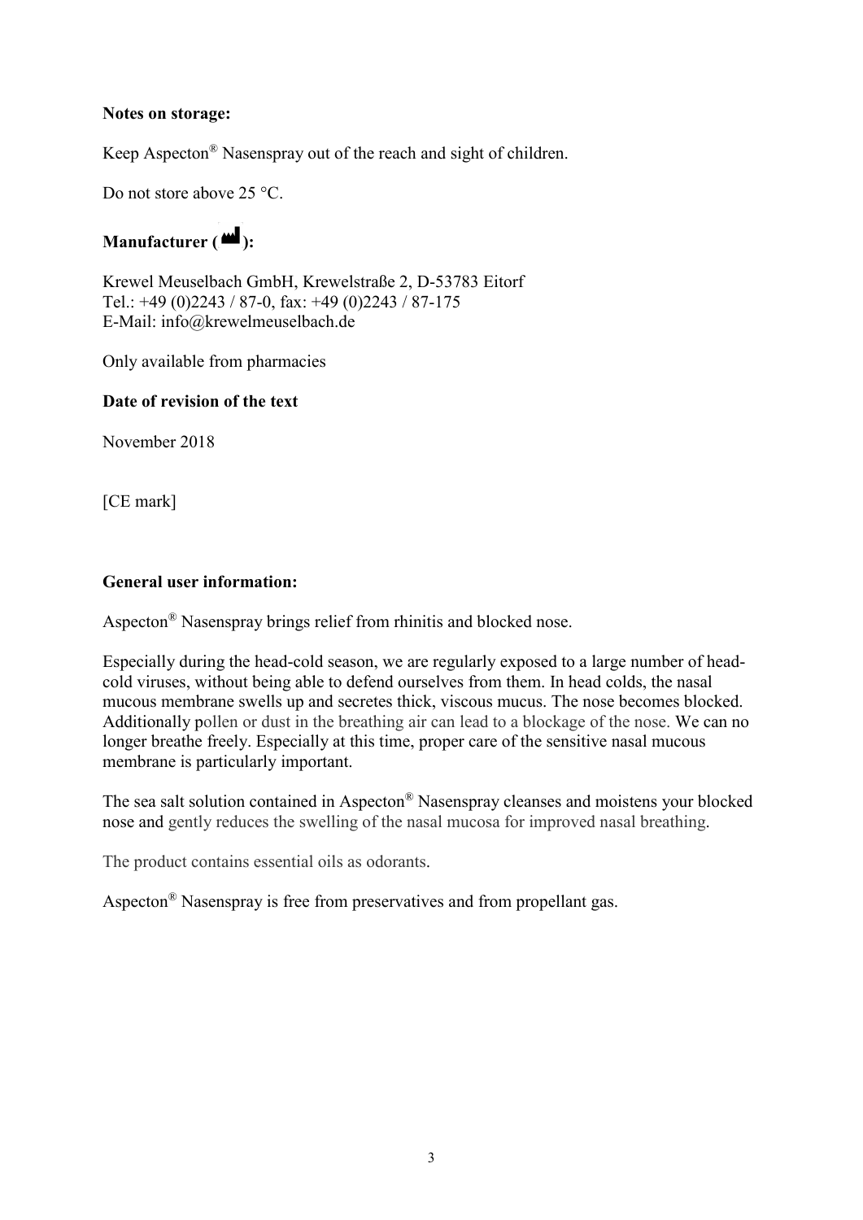**Notes on storage:**

Keep Aspecton® Nasenspray out of the reach and sight of children.

Do not store above 25 °C.

**Manufacturer (🏭):**

Krewel Meuselbach GmbH, Krewelstraße 2, D-53783 Eitorf
Tel.: +49 (0)2243 / 87-0, fax: +49 (0)2243 / 87-175
E-Mail: info@krewelmeuselbach.de

Only available from pharmacies

**Date of revision of the text**

November 2018

[CE mark]

**General user information:**

Aspecton® Nasenspray brings relief from rhinitis and blocked nose.

Especially during the head-cold season, we are regularly exposed to a large number of head-cold viruses, without being able to defend ourselves from them. In head colds, the nasal mucous membrane swells up and secretes thick, viscous mucus. The nose becomes blocked. Additionally pollen or dust in the breathing air can lead to a blockage of the nose. We can no longer breathe freely. Especially at this time, proper care of the sensitive nasal mucous membrane is particularly important.

The sea salt solution contained in Aspecton® Nasenspray cleanses and moistens your blocked nose and gently reduces the swelling of the nasal mucosa for improved nasal breathing.

The product contains essential oils as odorants.

Aspecton® Nasenspray is free from preservatives and from propellant gas.